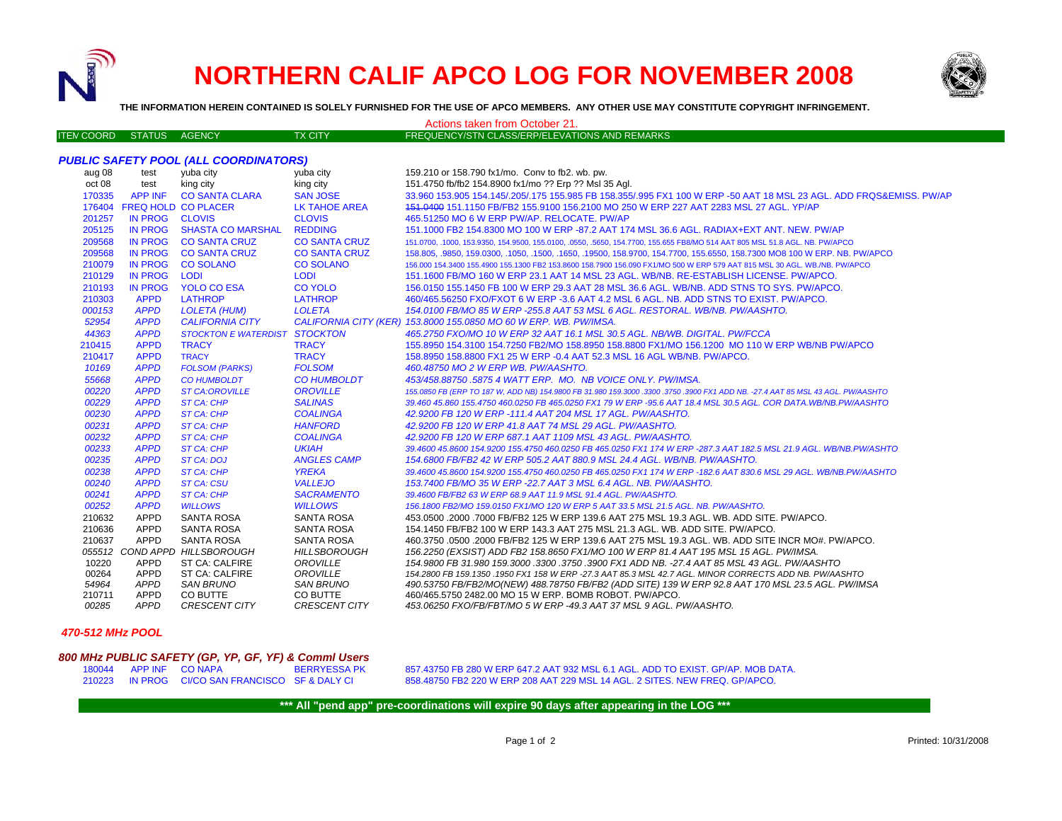# NORTHERN CALIF APCO LOG FOR NOVEMBER 2008

**THE INFORMATION HEREIN CONTAINED IS SOLELY FURNISHED FOR THE USE OF APCO MEMBERS. ANY OTHER USE MAY CONSTITUTE COPYRIGHT INFRINGEMENT.**

Actions taken from October 21.

| ITEM COORD | STATUS | AGENCY | TX CITY | FREQUENCY/STN CLASS/ERP/ELEVATIONS AND REMARKS |
|---|---|---|---|---|
| ***PUBLIC SAFETY POOL (ALL COORDINATORS)*** | | | | |
| aug 08 | test | yuba city | yuba city | 159.210 or 158.790 fx1/mo. Conv to fb2. wb. pw. |
| oct 08 | test | king city | king city | 151.4750 fb/fb2 154.8900 fx1/mo ?? Erp ?? Msl 35 Agl. |
| 170335 | APP INF | CO SANTA CLARA | SAN JOSE | 33.960 153.905 154.145/.205/.175 155.985 FB 158.355/.995 FX1 100 W ERP -50 AAT 18 MSL 23 AGL. ADD FRQS&EMISS. PW/AP |
| 176404 | FREQ HOLD | CO PLACER | LK TAHOE AREA | ~~151.0400~~ 151.1150 FB/FB2 155.9100 156.2100 MO 250 W ERP 227 AAT 2283 MSL 27 AGL. YP/AP |
| 201257 | IN PROG | CLOVIS | CLOVIS | 465.51250 MO 6 W ERP PW/AP. RELOCATE. PW/AP |
| 205125 | IN PROG | SHASTA CO MARSHAL | REDDING | 151.1000 FB2 154.8300 MO 100 W ERP -87.2 AAT 174 MSL 36.6 AGL. RADIAX+EXT ANT. NEW. PW/AP |
| 209568 | IN PROG | CO SANTA CRUZ | CO SANTA CRUZ | 151.0700, .1000, 153.9350, 154.9500, 155.0100, .0550, .5650, 154.7700, 155.655 FB8/MO 514 AAT 805 MSL 51.8 AGL. NB. PW/APCO |
| 209568 | IN PROG | CO SANTA CRUZ | CO SANTA CRUZ | 158.805, .9850, 159.0300, .1050, .1500, .1650, .19500, 158.9700, 154.7700, 155.6550, 158.7300 MO8 100 W ERP. NB. PW/APCO |
| 210079 | IN PROG | CO SOLANO | CO SOLANO | 156.000 154.3400 155.4900 155.1300 FB2 153.8600 158.7900 156.090 FX1/MO 500 W ERP 579 AAT 815 MSL 30 AGL. WB./NB. PW/APCO |
| 210129 | IN PROG | LODI | LODI | 151.1600 FB/MO 160 W ERP 23.1 AAT 14 MSL 23 AGL. WB/NB. RE-ESTABLISH LICENSE. PW/APCO. |
| 210193 | IN PROG | YOLO CO ESA | CO YOLO | 156.0150 155.1450 FB 100 W ERP 29.3 AAT 28 MSL 36.6 AGL. WB/NB. ADD STNS TO SYS. PW/APCO. |
| 210303 | APPD | LATHROP | LATHROP | 460/465.56250 FXO/FXOT 6 W ERP -3.6 AAT 4.2 MSL 6 AGL. NB. ADD STNS TO EXIST. PW/APCO. |
| *000153* | *APPD* | *LOLETA (HUM)* | *LOLETA* | *154.0100 FB/MO 85 W ERP -255.8 AAT 53 MSL 6 AGL. RESTORAL. WB/NB. PW/AASHTO.* |
| *52954* | *APPD* | *CALIFORNIA CITY* | *CALIFORNIA CITY (KER)* | *153.8000 155.0850 MO 60 W ERP. WB. PW/IMSA.* |
| *44363* | *APPD* | *STOCKTON E WATERDIST* | *STOCKTON* | *465.2750 FXO/MO 10 W ERP 32 AAT 16.1 MSL 30.5 AGL. NB/WB. DIGITAL. PW/FCCA* |
| 210415 | APPD | TRACY | TRACY | 155.8950 154.3100 154.7250 FB2/MO 158.8950 158.8800 FX1/MO 156.1200 MO 110 W ERP WB/NB PW/APCO |
| 210417 | APPD | TRACY | TRACY | 158.8950 158.8800 FX1 25 W ERP -0.4 AAT 52.3 MSL 16 AGL WB/NB. PW/APCO. |
| *10169* | *APPD* | *FOLSOM (PARKS)* | *FOLSOM* | *460.48750 MO 2 W ERP WB. PW/AASHTO.* |
| *55668* | *APPD* | *CO HUMBOLDT* | *CO HUMBOLDT* | *453/458.88750 .5875 4 WATT ERP. MO. NB VOICE ONLY. PW/IMSA.* |
| *00220* | *APPD* | *ST CA:OROVILLE* | *OROVILLE* | *155.0850 FB (ERP TO 187 W, ADD NB) 154.9800 FB 31.980 159.3000 .3300 .3750 .3900 FX1 ADD NB. -27.4 AAT 85 MSL 43 AGL. PW/AASHTO* |
| *00229* | *APPD* | *ST CA: CHP* | *SALINAS* | *39.460 45.860 155.4750 460.0250 FB 465.0250 FX1 79 W ERP -95.6 AAT 18.4 MSL 30.5 AGL. COR DATA.WB/NB.PW/AASHTO* |
| *00230* | *APPD* | *ST CA: CHP* | *COALINGA* | *42.9200 FB 120 W ERP -111.4 AAT 204 MSL 17 AGL. PW/AASHTO.* |
| *00231* | *APPD* | *ST CA: CHP* | *HANFORD* | *42.9200 FB 120 W ERP 41.8 AAT 74 MSL 29 AGL. PW/AASHTO.* |
| *00232* | *APPD* | *ST CA: CHP* | *COALINGA* | *42.9200 FB 120 W ERP 687.1 AAT 1109 MSL 43 AGL. PW/AASHTO.* |
| *00233* | *APPD* | *ST CA: CHP* | *UKIAH* | *39.4600 45.8600 154.9200 155.4750 460.0250 FB 465.0250 FX1 174 W ERP -287.3 AAT 182.5 MSL 21.9 AGL. WB/NB.PW/ASHTO* |
| *00235* | *APPD* | *ST CA: DOJ* | *ANGLES CAMP* | *154.6800 FB/FB2 42 W ERP 505.2 AAT 880.9 MSL 24.4 AGL. WB/NB. PW/AASHTO.* |
| *00238* | *APPD* | *ST CA: CHP* | *YREKA* | *39.4600 45.8600 154.9200 155.4750 460.0250 FB 465.0250 FX1 174 W ERP -182.6 AAT 830.6 MSL 29 AGL. WB/NB.PW/AASHTO* |
| *00240* | *APPD* | *ST CA: CSU* | *VALLEJO* | *153.7400 FB/MO 35 W ERP -22.7 AAT 3 MSL 6.4 AGL. NB. PW/AASHTO.* |
| *00241* | *APPD* | *ST CA: CHP* | *SACRAMENTO* | *39.4600 FB/FB2 63 W ERP 68.9 AAT 11.9 MSL 91.4 AGL. PW/AASHTO.* |
| *00252* | *APPD* | *WILLOWS* | *WILLOWS* | *156.1800 FB2/MO 159.0150 FX1/MO 120 W ERP 5 AAT 33.5 MSL 21.5 AGL. NB. PW/AASHTO.* |
| 210632 | APPD | SANTA ROSA | SANTA ROSA | 453.0500 .2000 .7000 FB/FB2 125 W ERP 139.6 AAT 275 MSL 19.3 AGL. WB. ADD SITE. PW/APCO. |
| 210636 | APPD | SANTA ROSA | SANTA ROSA | 154.1450 FB/FB2 100 W ERP 143.3 AAT 275 MSL 21.3 AGL. WB. ADD SITE. PW/APCO. |
| 210637 | APPD | SANTA ROSA | SANTA ROSA | 460.3750 .0500 .2000 FB/FB2 125 W ERP 139.6 AAT 275 MSL 19.3 AGL. WB. ADD SITE INCR MO#. PW/APCO. |
| *055512* | *COND APPD* | *HILLSBOROUGH* | *HILLSBOROUGH* | *156.2250 (EXSIST) ADD FB2 158.8650 FX1/MO 100 W ERP 81.4 AAT 195 MSL 15 AGL. PW/IMSA.* |
| 10220 | APPD | ST CA: CALFIRE | *OROVILLE* | *154.9800 FB 31.980 159.3000 .3300 .3750 .3900 FX1 ADD NB. -27.4 AAT 85 MSL 43 AGL. PW/AASHTO* |
| 00264 | APPD | ST CA: CALFIRE | *OROVILLE* | *154.2800 FB 159.1350 .1950 FX1 158 W ERP -27.3 AAT 85.3 MSL 42.7 AGL. MINOR CORRECTS ADD NB. PW/AASHTO* |
| *54964* | *APPD* | *SAN BRUNO* | *SAN BRUNO* | *490.53750 FB/FB2/MO(NEW) 488.78750 FB/FB2 (ADD SITE) 139 W ERP 92.8 AAT 170 MSL 23.5 AGL. PW/IMSA* |
| 210711 | APPD | CO BUTTE | CO BUTTE | 460/465.5750 2482.00 MO 15 W ERP. BOMB ROBOT. PW/APCO. |
| *00285* | *APPD* | *CRESCENT CITY* | *CRESCENT CITY* | *453.06250 FXO/FB/FBT/MO 5 W ERP -49.3 AAT 37 MSL 9 AGL. PW/AASHTO.* |
| ***470-512 MHz POOL*** | | | | |
| ***800 MHz PUBLIC SAFETY (GP, YP, GF, YF) & Comml Users*** | | | | |
| 180044 | APP INF | CO NAPA | BERRYESSA PK | 857.43750 FB 280 W ERP 647.2 AAT 932 MSL 6.1 AGL. ADD TO EXIST. GP/AP. MOB DATA. |
| 210223 | IN PROG | CI/CO SAN FRANCISCO | SF & DALY CI | 858.48750 FB2 220 W ERP 208 AAT 229 MSL 14 AGL. 2 SITES. NEW FREQ. GP/APCO. |

**\*\*\* All "pend app" pre-coordinations will expire 90 days after appearing in the LOG \*\*\***

Printed: 10/31/2008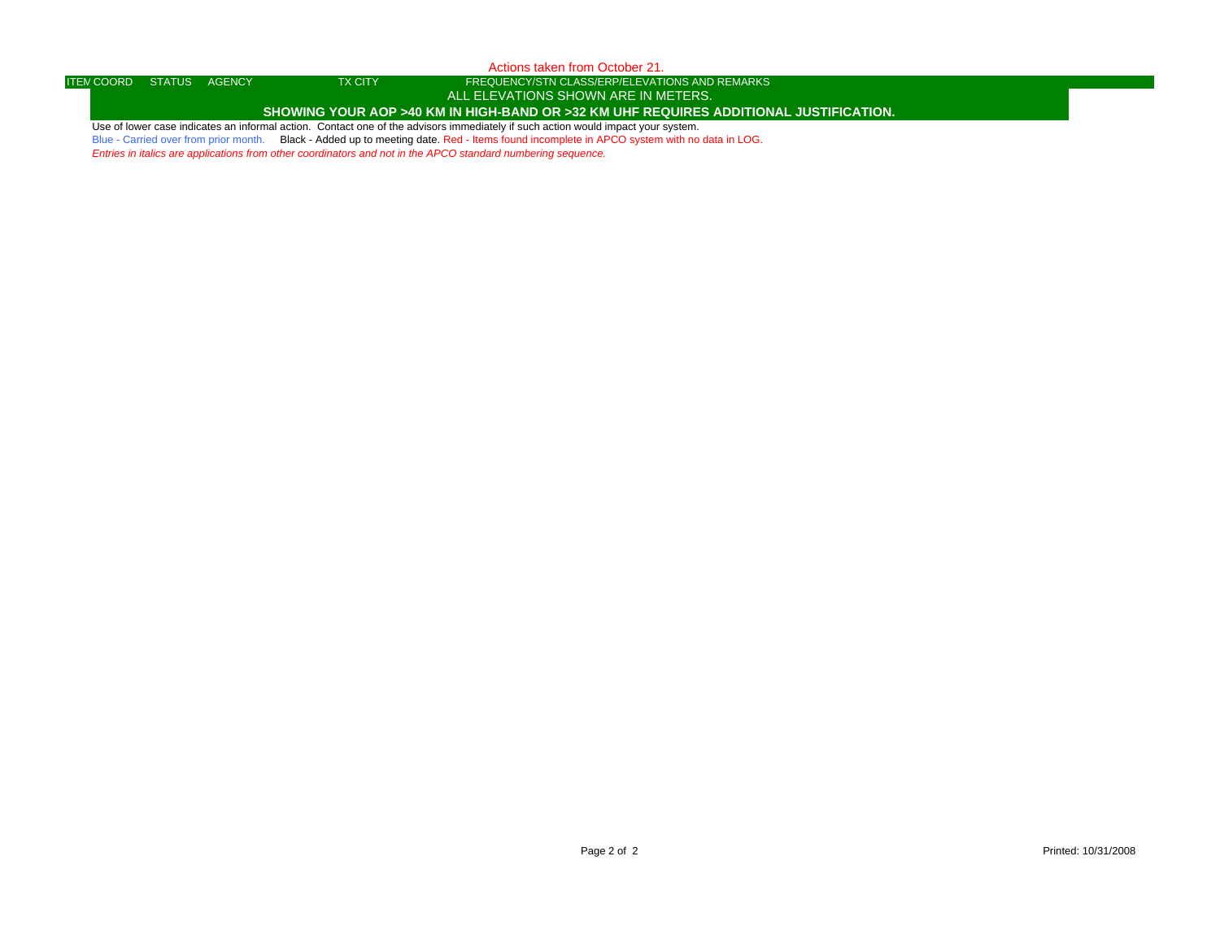Actions taken from October 21.

| ITEM | COORD | STATUS | AGENCY | TX CITY | FREQUENCY/STN CLASS/ERP/ELEVATIONS AND REMARKS |
|---|---|---|---|---|---|

ALL ELEVATIONS SHOWN ARE IN METERS.

**SHOWING YOUR AOP >40 KM IN HIGH-BAND OR >32 KM UHF REQUIRES ADDITIONAL JUSTIFICATION.**

Use of lower case indicates an informal action. Contact one of the advisors immediately if such action would impact your system.

Blue - Carried over from prior month. Black - Added up to meeting date. Red - Items found incomplete in APCO system with no data in LOG.

*Entries in italics are applications from other coordinators and not in the APCO standard numbering sequence.*

Printed: 10/31/2008